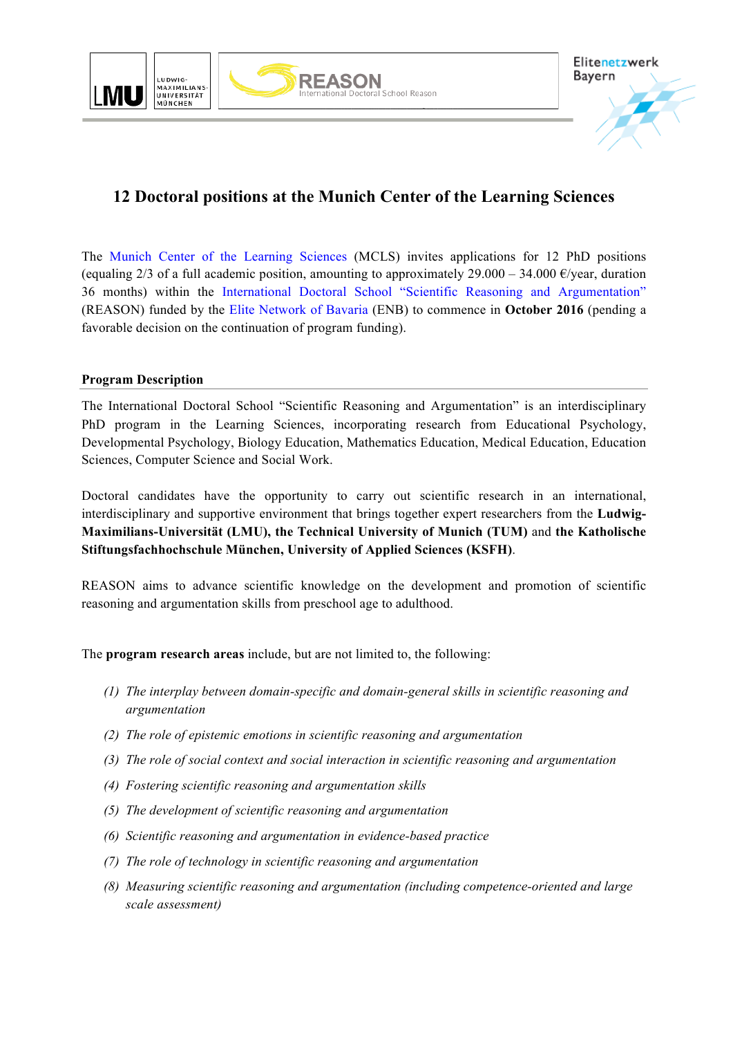# 12 Doctoral positions at the Munich Center of the Learning Sciences

The Munich Center of the Learning Sciences (MCLS) invites applications for 12 PhD positions (equaling 2/3 of a full academic position, amounting to approximately 29.000 – 34.000 €/year, duration 36 months) within the International Doctoral School "Scientific Reasoning and Argumentation" (REASON) funded by the Elite Network of Bavaria (ENB) to commence in **October 2016** (pending a favorable decision on the continuation of program funding).

## Program Description

The International Doctoral School "Scientific Reasoning and Argumentation" is an interdisciplinary PhD program in the Learning Sciences, incorporating research from Educational Psychology, Developmental Psychology, Biology Education, Mathematics Education, Medical Education, Education Sciences, Computer Science and Social Work.

Doctoral candidates have the opportunity to carry out scientific research in an international, interdisciplinary and supportive environment that brings together expert researchers from the **Ludwig-Maximilians-Universität (LMU), the Technical University of Munich (TUM)** and **the Katholische Stiftungsfachhochschule München, University of Applied Sciences (KSFH)**.

REASON aims to advance scientific knowledge on the development and promotion of scientific reasoning and argumentation skills from preschool age to adulthood.

The **program research areas** include, but are not limited to, the following:

(1) *The interplay between domain-specific and domain-general skills in scientific reasoning and argumentation*

(2) *The role of epistemic emotions in scientific reasoning and argumentation*

(3) *The role of social context and social interaction in scientific reasoning and argumentation*

(4) *Fostering scientific reasoning and argumentation skills*

(5) *The development of scientific reasoning and argumentation*

(6) *Scientific reasoning and argumentation in evidence-based practice*

(7) *The role of technology in scientific reasoning and argumentation*

(8) *Measuring scientific reasoning and argumentation (including competence-oriented and large scale assessment)*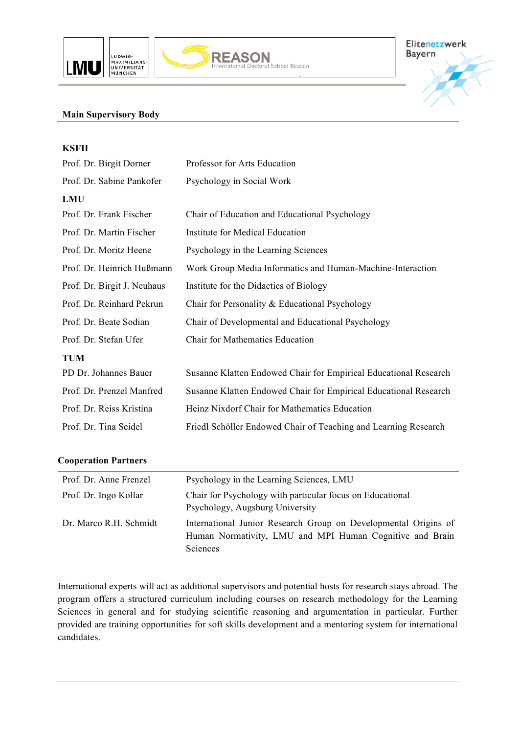## Main Supervisory Body

| | |
|---|---|
| **KSFH** | |
| Prof. Dr. Birgit Dorner | Professor for Arts Education |
| Prof. Dr. Sabine Pankofer | Psychology in Social Work |
| **LMU** | |
| Prof. Dr. Frank Fischer | Chair of Education and Educational Psychology |
| Prof. Dr. Martin Fischer | Institute for Medical Education |
| Prof. Dr. Moritz Heene | Psychology in the Learning Sciences |
| Prof. Dr. Heinrich Hußmann | Work Group Media Informatics and Human-Machine-Interaction |
| Prof. Dr. Birgit J. Neuhaus | Institute for the Didactics of Biology |
| Prof. Dr. Reinhard Pekrun | Chair for Personality & Educational Psychology |
| Prof. Dr. Beate Sodian | Chair of Developmental and Educational Psychology |
| Prof. Dr. Stefan Ufer | Chair for Mathematics Education |
| **TUM** | |
| PD Dr. Johannes Bauer | Susanne Klatten Endowed Chair for Empirical Educational Research |
| Prof. Dr. Prenzel Manfred | Susanne Klatten Endowed Chair for Empirical Educational Research |
| Prof. Dr. Reiss Kristina | Heinz Nixdorf Chair for Mathematics Education |
| Prof. Dr. Tina Seidel | Friedl Schöller Endowed Chair of Teaching and Learning Research |

## Cooperation Partners

| | |
|---|---|
| Prof. Dr. Anne Frenzel | Psychology in the Learning Sciences, LMU |
| Prof. Dr. Ingo Kollar | Chair for Psychology with particular focus on Educational Psychology, Augsburg University |
| Dr. Marco R.H. Schmidt | International Junior Research Group on Developmental Origins of Human Normativity, LMU and MPI Human Cognitive and Brain Sciences |

International experts will act as additional supervisors and potential hosts for research stays abroad. The program offers a structured curriculum including courses on research methodology for the Learning Sciences in general and for studying scientific reasoning and argumentation in particular. Further provided are training opportunities for soft skills development and a mentoring system for international candidates.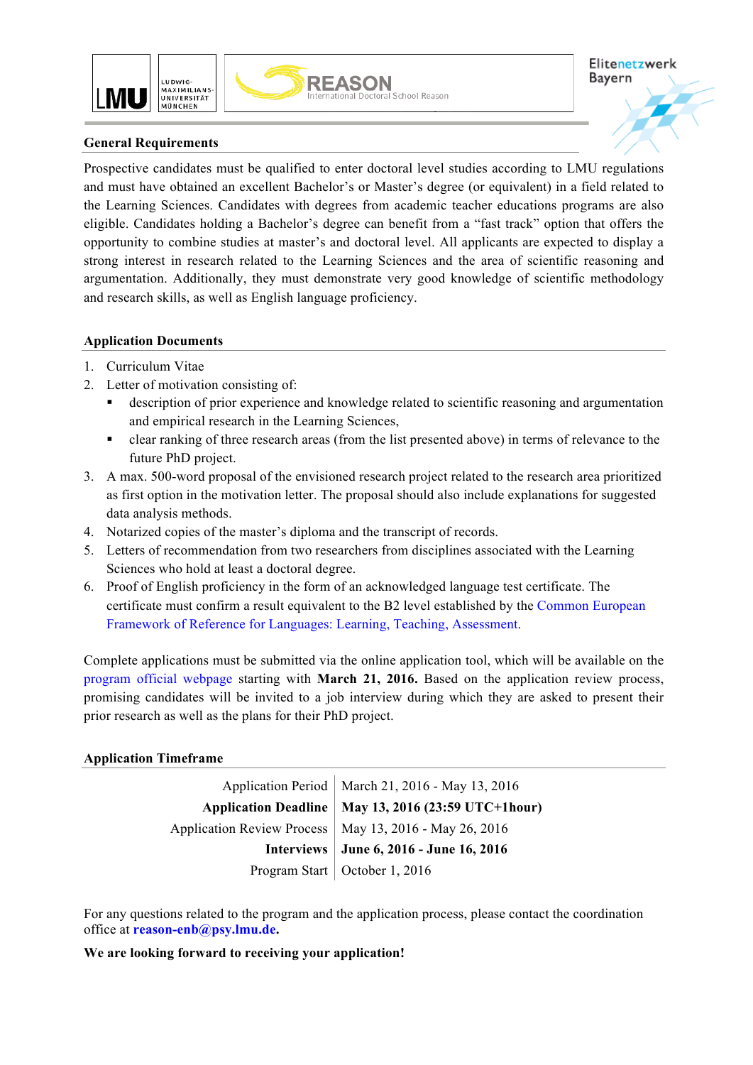## General Requirements

Prospective candidates must be qualified to enter doctoral level studies according to LMU regulations and must have obtained an excellent Bachelor's or Master's degree (or equivalent) in a field related to the Learning Sciences. Candidates with degrees from academic teacher educations programs are also eligible. Candidates holding a Bachelor's degree can benefit from a "fast track" option that offers the opportunity to combine studies at master's and doctoral level. All applicants are expected to display a strong interest in research related to the Learning Sciences and the area of scientific reasoning and argumentation. Additionally, they must demonstrate very good knowledge of scientific methodology and research skills, as well as English language proficiency.

## Application Documents

1. Curriculum Vitae
2. Letter of motivation consisting of:
   - description of prior experience and knowledge related to scientific reasoning and argumentation and empirical research in the Learning Sciences,
   - clear ranking of three research areas (from the list presented above) in terms of relevance to the future PhD project.
3. A max. 500-word proposal of the envisioned research project related to the research area prioritized as first option in the motivation letter. The proposal should also include explanations for suggested data analysis methods.
4. Notarized copies of the master's diploma and the transcript of records.
5. Letters of recommendation from two researchers from disciplines associated with the Learning Sciences who hold at least a doctoral degree.
6. Proof of English proficiency in the form of an acknowledged language test certificate. The certificate must confirm a result equivalent to the B2 level established by the Common European Framework of Reference for Languages: Learning, Teaching, Assessment.

Complete applications must be submitted via the online application tool, which will be available on the program official webpage starting with **March 21, 2016.** Based on the application review process, promising candidates will be invited to a job interview during which they are asked to present their prior research as well as the plans for their PhD project.

## Application Timeframe

| | |
|---|---|
| Application Period | March 21, 2016 - May 13, 2016 |
| **Application Deadline** | **May 13, 2016 (23:59 UTC+1hour)** |
| Application Review Process | May 13, 2016 - May 26, 2016 |
| **Interviews** | **June 6, 2016 - June 16, 2016** |
| Program Start | October 1, 2016 |

For any questions related to the program and the application process, please contact the coordination office at **reason-enb@psy.lmu.de.**

**We are looking forward to receiving your application!**